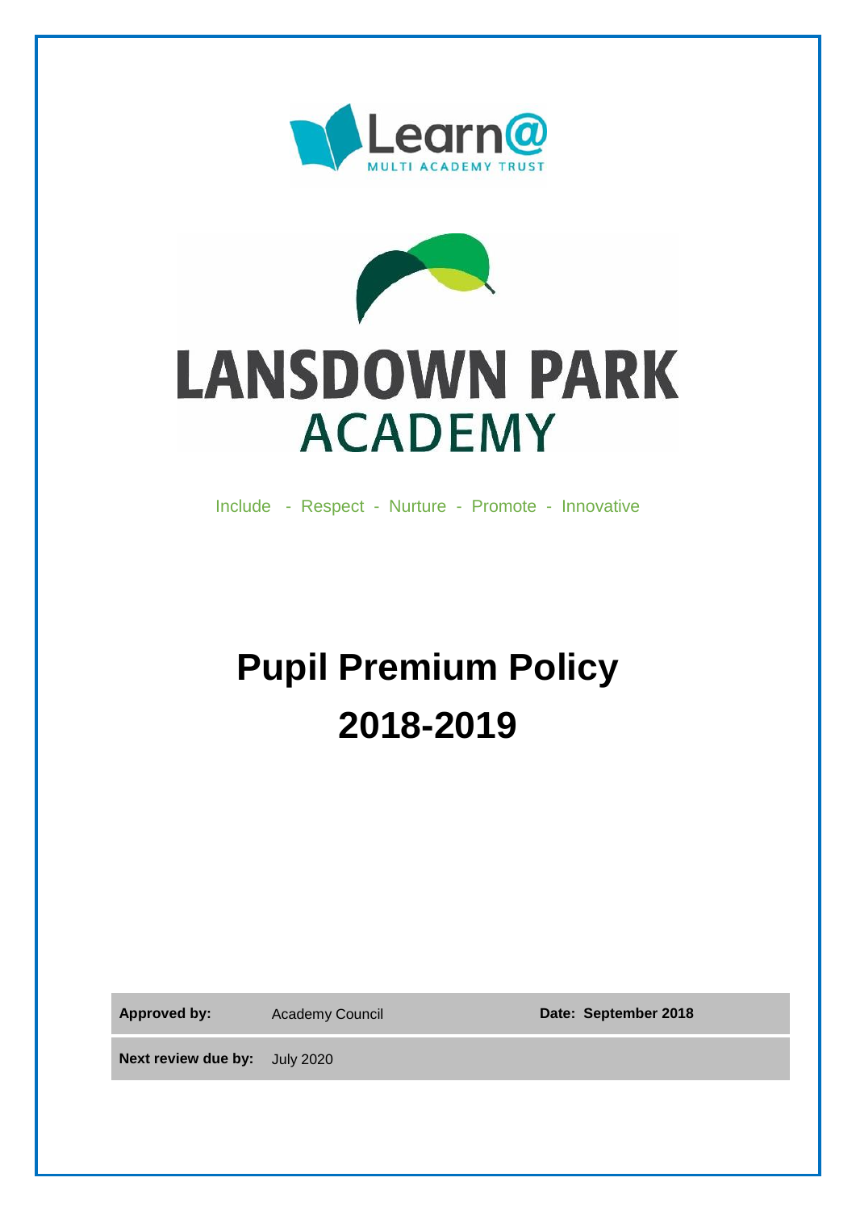Learn@

MULTI ACADEMY TRUST

LANSDOWN PARK

ACADEMY

Include - Respect - Nurture - Promote - Innovative

# Pupil Premium Policy 2018-2019

| **Approved by:** | Academy Council | **Date: September 2018** |
| --- | --- | --- |
| **Next review due by:** | July 2020 | |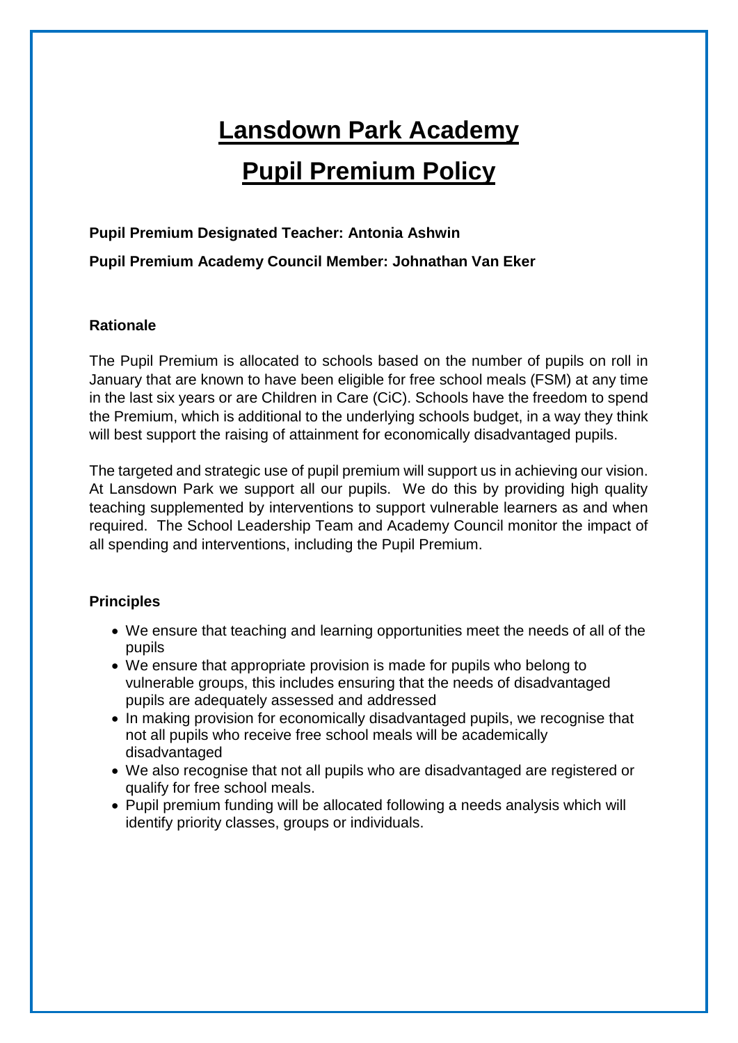# Lansdown Park Academy

# Pupil Premium Policy

**Pupil Premium Designated Teacher: Antonia Ashwin**

**Pupil Premium Academy Council Member: Johnathan Van Eker**

**Rationale**

The Pupil Premium is allocated to schools based on the number of pupils on roll in January that are known to have been eligible for free school meals (FSM) at any time in the last six years or are Children in Care (CiC). Schools have the freedom to spend the Premium, which is additional to the underlying schools budget, in a way they think will best support the raising of attainment for economically disadvantaged pupils.

The targeted and strategic use of pupil premium will support us in achieving our vision. At Lansdown Park we support all our pupils. We do this by providing high quality teaching supplemented by interventions to support vulnerable learners as and when required. The School Leadership Team and Academy Council monitor the impact of all spending and interventions, including the Pupil Premium.

**Principles**

- We ensure that teaching and learning opportunities meet the needs of all of the pupils
- We ensure that appropriate provision is made for pupils who belong to vulnerable groups, this includes ensuring that the needs of disadvantaged pupils are adequately assessed and addressed
- In making provision for economically disadvantaged pupils, we recognise that not all pupils who receive free school meals will be academically disadvantaged
- We also recognise that not all pupils who are disadvantaged are registered or qualify for free school meals.
- Pupil premium funding will be allocated following a needs analysis which will identify priority classes, groups or individuals.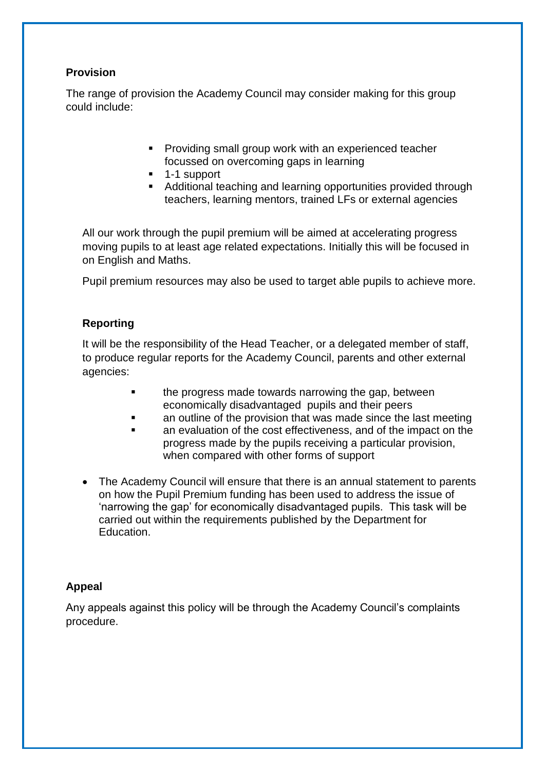**Provision**

The range of provision the Academy Council may consider making for this group could include:

- Providing small group work with an experienced teacher focussed on overcoming gaps in learning
- 1-1 support
- Additional teaching and learning opportunities provided through teachers, learning mentors, trained LFs or external agencies

All our work through the pupil premium will be aimed at accelerating progress moving pupils to at least age related expectations. Initially this will be focused in on English and Maths.

Pupil premium resources may also be used to target able pupils to achieve more.

**Reporting**

It will be the responsibility of the Head Teacher, or a delegated member of staff, to produce regular reports for the Academy Council, parents and other external agencies:

- the progress made towards narrowing the gap, between economically disadvantaged pupils and their peers
- an outline of the provision that was made since the last meeting
- an evaluation of the cost effectiveness, and of the impact on the progress made by the pupils receiving a particular provision, when compared with other forms of support

- The Academy Council will ensure that there is an annual statement to parents on how the Pupil Premium funding has been used to address the issue of 'narrowing the gap' for economically disadvantaged pupils. This task will be carried out within the requirements published by the Department for Education.

**Appeal**

Any appeals against this policy will be through the Academy Council's complaints procedure.